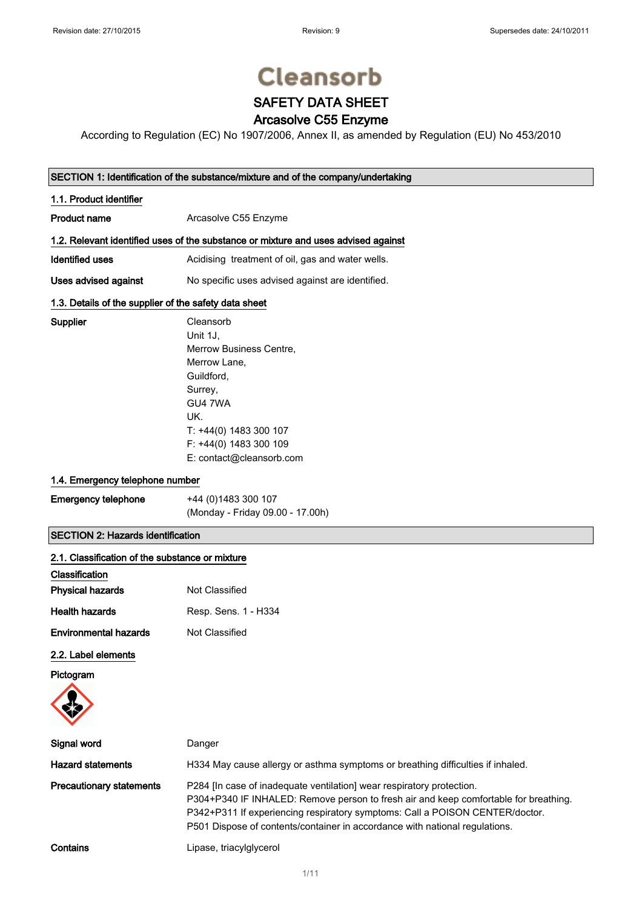Revision date: 27/10/2015 | Revision: 9 | Supersedes date: 24/10/2011

# Cleansorb

## SAFETY DATA SHEET
## Arcasolve C55 Enzyme

According to Regulation (EC) No 1907/2006, Annex II, as amended by Regulation (EU) No 453/2010

### SECTION 1: Identification of the substance/mixture and of the company/undertaking

#### 1.1. Product identifier

**Product name** Arcasolve C55 Enzyme

#### 1.2. Relevant identified uses of the substance or mixture and uses advised against

**Identified uses** Acidising treatment of oil, gas and water wells.

**Uses advised against** No specific uses advised against are identified.

#### 1.3. Details of the supplier of the safety data sheet

**Supplier**
Cleansorb
Unit 1J,
Merrow Business Centre,
Merrow Lane,
Guildford,
Surrey,
GU4 7WA
UK.
T: +44(0) 1483 300 107
F: +44(0) 1483 300 109
E: contact@cleansorb.com

#### 1.4. Emergency telephone number

**Emergency telephone** +44 (0)1483 300 107
(Monday - Friday 09.00 - 17.00h)

### SECTION 2: Hazards identification

#### 2.1. Classification of the substance or mixture

**Classification**

**Physical hazards** Not Classified

**Health hazards** Resp. Sens. 1 - H334

**Environmental hazards** Not Classified

#### 2.2. Label elements

**Pictogram**

**Signal word** Danger

**Hazard statements** H334 May cause allergy or asthma symptoms or breathing difficulties if inhaled.

**Precautionary statements**
P284 [In case of inadequate ventilation] wear respiratory protection.
P304+P340 IF INHALED: Remove person to fresh air and keep comfortable for breathing.
P342+P311 If experiencing respiratory symptoms: Call a POISON CENTER/doctor.
P501 Dispose of contents/container in accordance with national regulations.

**Contains** Lipase, triacylglycerol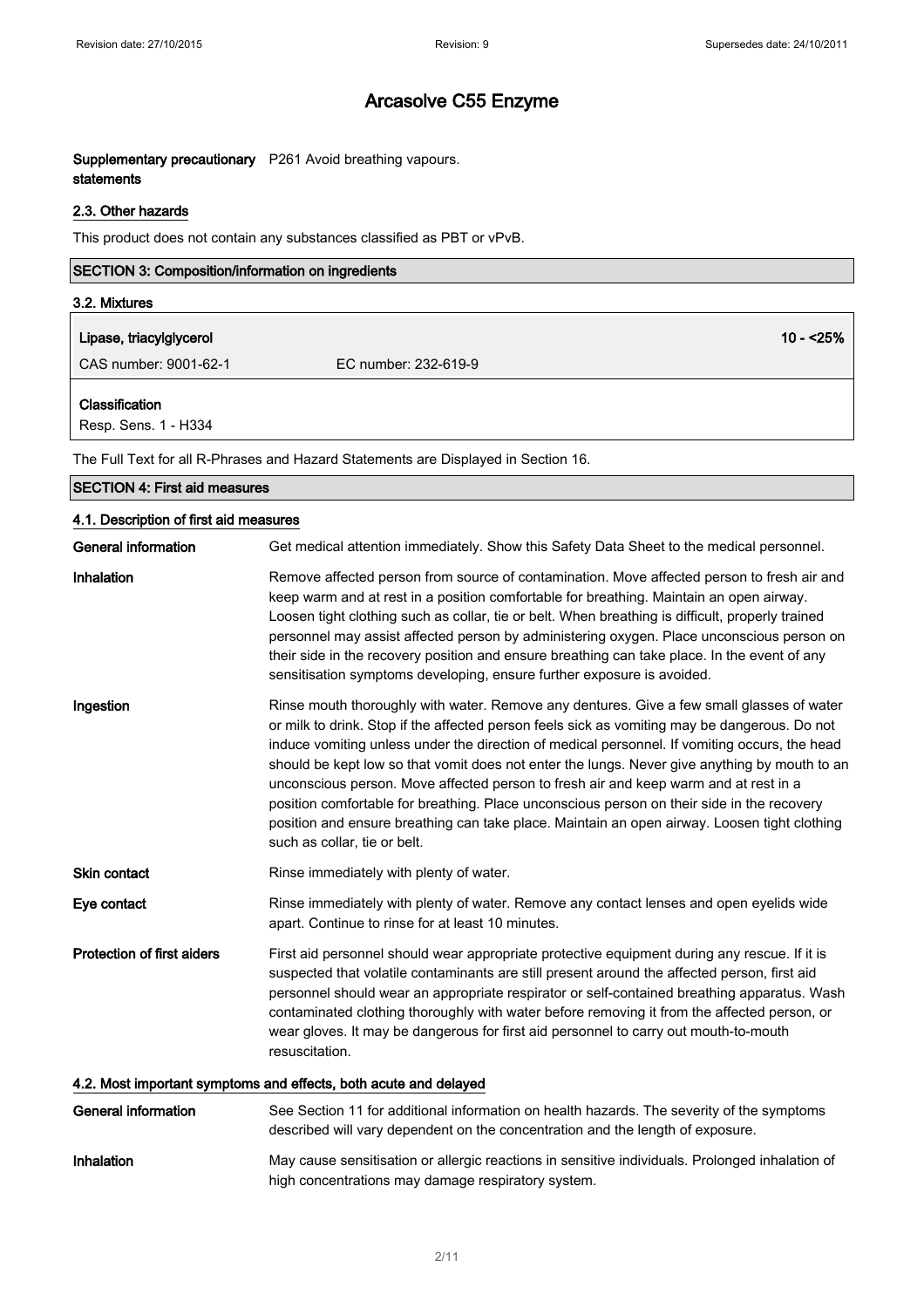# Arcasolve C55 Enzyme

**Supplementary precautionary statements** P261 Avoid breathing vapours.

### 2.3. Other hazards

This product does not contain any substances classified as PBT or vPvB.

## SECTION 3: Composition/information on ingredients

### 3.2. Mixtures

| **Lipase, triacylglycerol** | | **10 - <25%** |
|---|---|---|
| CAS number: 9001-62-1 | EC number: 232-619-9 | |

**Classification**
Resp. Sens. 1 - H334

The Full Text for all R-Phrases and Hazard Statements are Displayed in Section 16.

## SECTION 4: First aid measures

### 4.1. Description of first aid measures

**General information** Get medical attention immediately. Show this Safety Data Sheet to the medical personnel.

**Inhalation** Remove affected person from source of contamination. Move affected person to fresh air and keep warm and at rest in a position comfortable for breathing. Maintain an open airway. Loosen tight clothing such as collar, tie or belt. When breathing is difficult, properly trained personnel may assist affected person by administering oxygen. Place unconscious person on their side in the recovery position and ensure breathing can take place. In the event of any sensitisation symptoms developing, ensure further exposure is avoided.

**Ingestion** Rinse mouth thoroughly with water. Remove any dentures. Give a few small glasses of water or milk to drink. Stop if the affected person feels sick as vomiting may be dangerous. Do not induce vomiting unless under the direction of medical personnel. If vomiting occurs, the head should be kept low so that vomit does not enter the lungs. Never give anything by mouth to an unconscious person. Move affected person to fresh air and keep warm and at rest in a position comfortable for breathing. Place unconscious person on their side in the recovery position and ensure breathing can take place. Maintain an open airway. Loosen tight clothing such as collar, tie or belt.

**Skin contact** Rinse immediately with plenty of water.

**Eye contact** Rinse immediately with plenty of water. Remove any contact lenses and open eyelids wide apart. Continue to rinse for at least 10 minutes.

**Protection of first aiders** First aid personnel should wear appropriate protective equipment during any rescue. If it is suspected that volatile contaminants are still present around the affected person, first aid personnel should wear an appropriate respirator or self-contained breathing apparatus. Wash contaminated clothing thoroughly with water before removing it from the affected person, or wear gloves. It may be dangerous for first aid personnel to carry out mouth-to-mouth resuscitation.

### 4.2. Most important symptoms and effects, both acute and delayed

**General information** See Section 11 for additional information on health hazards. The severity of the symptoms described will vary dependent on the concentration and the length of exposure.

**Inhalation** May cause sensitisation or allergic reactions in sensitive individuals. Prolonged inhalation of high concentrations may damage respiratory system.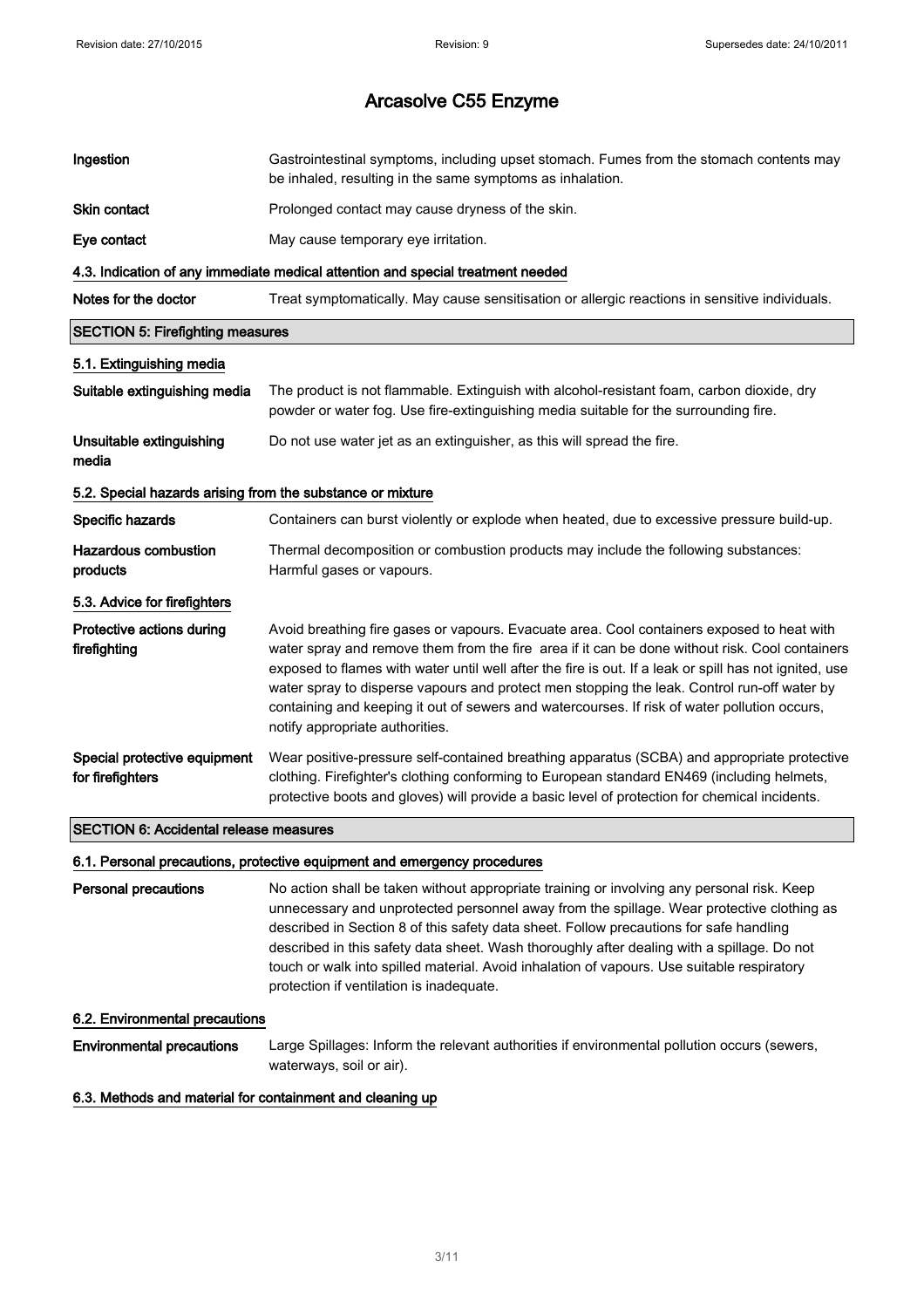# Arcasolve C55 Enzyme

**Ingestion** Gastrointestinal symptoms, including upset stomach. Fumes from the stomach contents may be inhaled, resulting in the same symptoms as inhalation.

**Skin contact** Prolonged contact may cause dryness of the skin.

**Eye contact** May cause temporary eye irritation.

### 4.3. Indication of any immediate medical attention and special treatment needed

**Notes for the doctor** Treat symptomatically. May cause sensitisation or allergic reactions in sensitive individuals.

## SECTION 5: Firefighting measures

### 5.1. Extinguishing media

**Suitable extinguishing media** The product is not flammable. Extinguish with alcohol-resistant foam, carbon dioxide, dry powder or water fog. Use fire-extinguishing media suitable for the surrounding fire.

**Unsuitable extinguishing media** Do not use water jet as an extinguisher, as this will spread the fire.

### 5.2. Special hazards arising from the substance or mixture

**Specific hazards** Containers can burst violently or explode when heated, due to excessive pressure build-up.

**Hazardous combustion products** Thermal decomposition or combustion products may include the following substances: Harmful gases or vapours.

### 5.3. Advice for firefighters

**Protective actions during firefighting** Avoid breathing fire gases or vapours. Evacuate area. Cool containers exposed to heat with water spray and remove them from the fire area if it can be done without risk. Cool containers exposed to flames with water until well after the fire is out. If a leak or spill has not ignited, use water spray to disperse vapours and protect men stopping the leak. Control run-off water by containing and keeping it out of sewers and watercourses. If risk of water pollution occurs, notify appropriate authorities.

**Special protective equipment for firefighters** Wear positive-pressure self-contained breathing apparatus (SCBA) and appropriate protective clothing. Firefighter's clothing conforming to European standard EN469 (including helmets, protective boots and gloves) will provide a basic level of protection for chemical incidents.

## SECTION 6: Accidental release measures

### 6.1. Personal precautions, protective equipment and emergency procedures

**Personal precautions** No action shall be taken without appropriate training or involving any personal risk. Keep unnecessary and unprotected personnel away from the spillage. Wear protective clothing as described in Section 8 of this safety data sheet. Follow precautions for safe handling described in this safety data sheet. Wash thoroughly after dealing with a spillage. Do not touch or walk into spilled material. Avoid inhalation of vapours. Use suitable respiratory protection if ventilation is inadequate.

### 6.2. Environmental precautions

**Environmental precautions** Large Spillages: Inform the relevant authorities if environmental pollution occurs (sewers, waterways, soil or air).

### 6.3. Methods and material for containment and cleaning up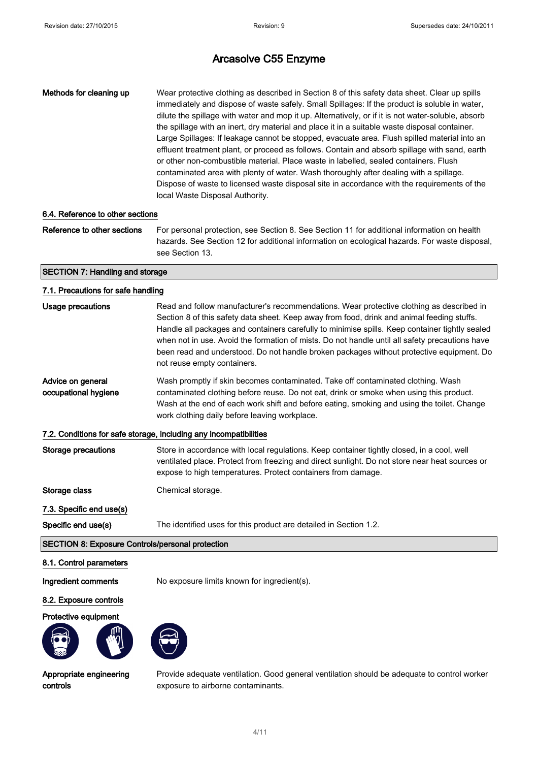**Methods for cleaning up** Wear protective clothing as described in Section 8 of this safety data sheet. Clear up spills immediately and dispose of waste safely. Small Spillages: If the product is soluble in water, dilute the spillage with water and mop it up. Alternatively, or if it is not water-soluble, absorb the spillage with an inert, dry material and place it in a suitable waste disposal container. Large Spillages: If leakage cannot be stopped, evacuate area. Flush spilled material into an effluent treatment plant, or proceed as follows. Contain and absorb spillage with sand, earth or other non-combustible material. Place waste in labelled, sealed containers. Flush contaminated area with plenty of water. Wash thoroughly after dealing with a spillage. Dispose of waste to licensed waste disposal site in accordance with the requirements of the local Waste Disposal Authority.

### 6.4. Reference to other sections

**Reference to other sections** For personal protection, see Section 8. See Section 11 for additional information on health hazards. See Section 12 for additional information on ecological hazards. For waste disposal, see Section 13.

## SECTION 7: Handling and storage

### 7.1. Precautions for safe handling

**Usage precautions** Read and follow manufacturer's recommendations. Wear protective clothing as described in Section 8 of this safety data sheet. Keep away from food, drink and animal feeding stuffs. Handle all packages and containers carefully to minimise spills. Keep container tightly sealed when not in use. Avoid the formation of mists. Do not handle until all safety precautions have been read and understood. Do not handle broken packages without protective equipment. Do not reuse empty containers.

**Advice on general occupational hygiene** Wash promptly if skin becomes contaminated. Take off contaminated clothing. Wash contaminated clothing before reuse. Do not eat, drink or smoke when using this product. Wash at the end of each work shift and before eating, smoking and using the toilet. Change work clothing daily before leaving workplace.

### 7.2. Conditions for safe storage, including any incompatibilities

**Storage precautions** Store in accordance with local regulations. Keep container tightly closed, in a cool, well ventilated place. Protect from freezing and direct sunlight. Do not store near heat sources or expose to high temperatures. Protect containers from damage.

**Storage class** Chemical storage.

### 7.3. Specific end use(s)

**Specific end use(s)** The identified uses for this product are detailed in Section 1.2.

## SECTION 8: Exposure Controls/personal protection

### 8.1. Control parameters

**Ingredient comments** No exposure limits known for ingredient(s).

### 8.2. Exposure controls

**Protective equipment**

**Appropriate engineering controls** Provide adequate ventilation. Good general ventilation should be adequate to control worker exposure to airborne contaminants.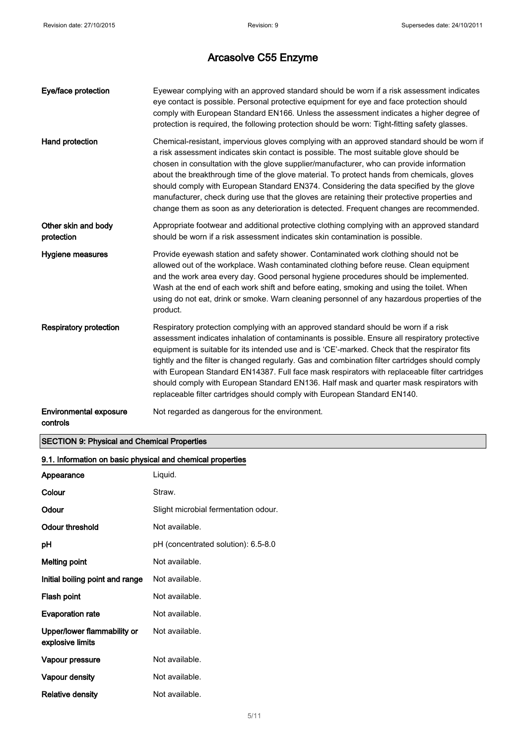# Arcasolve C55 Enzyme

| | |
|---|---|
| **Eye/face protection** | Eyewear complying with an approved standard should be worn if a risk assessment indicates eye contact is possible. Personal protective equipment for eye and face protection should comply with European Standard EN166. Unless the assessment indicates a higher degree of protection is required, the following protection should be worn: Tight-fitting safety glasses. |
| **Hand protection** | Chemical-resistant, impervious gloves complying with an approved standard should be worn if a risk assessment indicates skin contact is possible. The most suitable glove should be chosen in consultation with the glove supplier/manufacturer, who can provide information about the breakthrough time of the glove material. To protect hands from chemicals, gloves should comply with European Standard EN374. Considering the data specified by the glove manufacturer, check during use that the gloves are retaining their protective properties and change them as soon as any deterioration is detected. Frequent changes are recommended. |
| **Other skin and body protection** | Appropriate footwear and additional protective clothing complying with an approved standard should be worn if a risk assessment indicates skin contamination is possible. |
| **Hygiene measures** | Provide eyewash station and safety shower. Contaminated work clothing should not be allowed out of the workplace. Wash contaminated clothing before reuse. Clean equipment and the work area every day. Good personal hygiene procedures should be implemented. Wash at the end of each work shift and before eating, smoking and using the toilet. When using do not eat, drink or smoke. Warn cleaning personnel of any hazardous properties of the product. |
| **Respiratory protection** | Respiratory protection complying with an approved standard should be worn if a risk assessment indicates inhalation of contaminants is possible. Ensure all respiratory protective equipment is suitable for its intended use and is 'CE'-marked. Check that the respirator fits tightly and the filter is changed regularly. Gas and combination filter cartridges should comply with European Standard EN14387. Full face mask respirators with replaceable filter cartridges should comply with European Standard EN136. Half mask and quarter mask respirators with replaceable filter cartridges should comply with European Standard EN140. |
| **Environmental exposure controls** | Not regarded as dangerous for the environment. |

## SECTION 9: Physical and Chemical Properties

### 9.1. Information on basic physical and chemical properties

| | |
|---|---|
| **Appearance** | Liquid. |
| **Colour** | Straw. |
| **Odour** | Slight microbial fermentation odour. |
| **Odour threshold** | Not available. |
| **pH** | pH (concentrated solution): 6.5-8.0 |
| **Melting point** | Not available. |
| **Initial boiling point and range** | Not available. |
| **Flash point** | Not available. |
| **Evaporation rate** | Not available. |
| **Upper/lower flammability or explosive limits** | Not available. |
| **Vapour pressure** | Not available. |
| **Vapour density** | Not available. |
| **Relative density** | Not available. |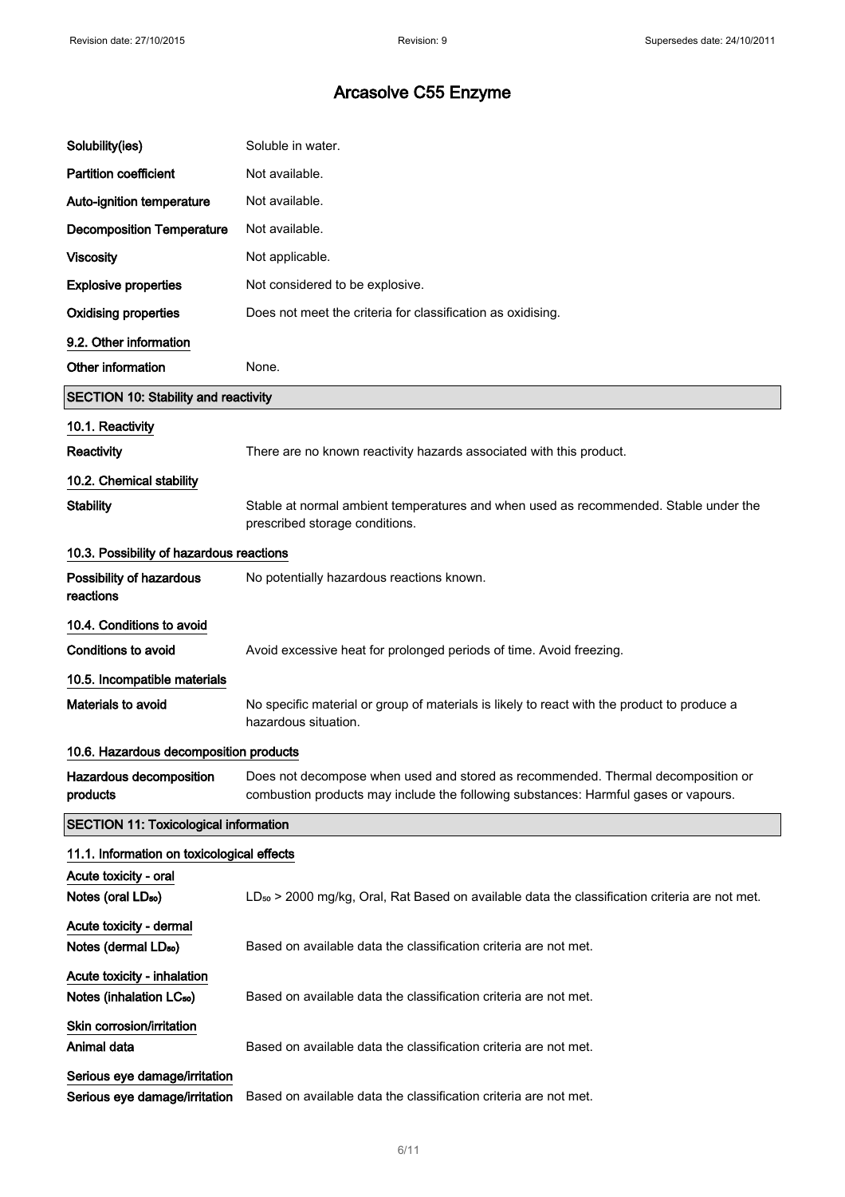| | |
|---|---|
| **Solubility(ies)** | Soluble in water. |
| **Partition coefficient** | Not available. |
| **Auto-ignition temperature** | Not available. |
| **Decomposition Temperature** | Not available. |
| **Viscosity** | Not applicable. |
| **Explosive properties** | Not considered to be explosive. |
| **Oxidising properties** | Does not meet the criteria for classification as oxidising. |

### 9.2. Other information

| | |
|---|---|
| **Other information** | None. |

## SECTION 10: Stability and reactivity

### 10.1. Reactivity

| | |
|---|---|
| **Reactivity** | There are no known reactivity hazards associated with this product. |

### 10.2. Chemical stability

| | |
|---|---|
| **Stability** | Stable at normal ambient temperatures and when used as recommended. Stable under the prescribed storage conditions. |

### 10.3. Possibility of hazardous reactions

| | |
|---|---|
| **Possibility of hazardous reactions** | No potentially hazardous reactions known. |

### 10.4. Conditions to avoid

| | |
|---|---|
| **Conditions to avoid** | Avoid excessive heat for prolonged periods of time. Avoid freezing. |

### 10.5. Incompatible materials

| | |
|---|---|
| **Materials to avoid** | No specific material or group of materials is likely to react with the product to produce a hazardous situation. |

### 10.6. Hazardous decomposition products

| | |
|---|---|
| **Hazardous decomposition products** | Does not decompose when used and stored as recommended. Thermal decomposition or combustion products may include the following substances: Harmful gases or vapours. |

## SECTION 11: Toxicological information

### 11.1. Information on toxicological effects

**Acute toxicity - oral**

| | |
|---|---|
| **Notes (oral $LD_{50}$)** | $LD_{50}$ > 2000 mg/kg, Oral, Rat Based on available data the classification criteria are not met. |

**Acute toxicity - dermal**

| | |
|---|---|
| **Notes (dermal $LD_{50}$)** | Based on available data the classification criteria are not met. |

**Acute toxicity - inhalation**

| | |
|---|---|
| **Notes (inhalation $LC_{50}$)** | Based on available data the classification criteria are not met. |

**Skin corrosion/irritation**

| | |
|---|---|
| **Animal data** | Based on available data the classification criteria are not met. |

**Serious eye damage/irritation**

| | |
|---|---|
| **Serious eye damage/irritation** | Based on available data the classification criteria are not met. |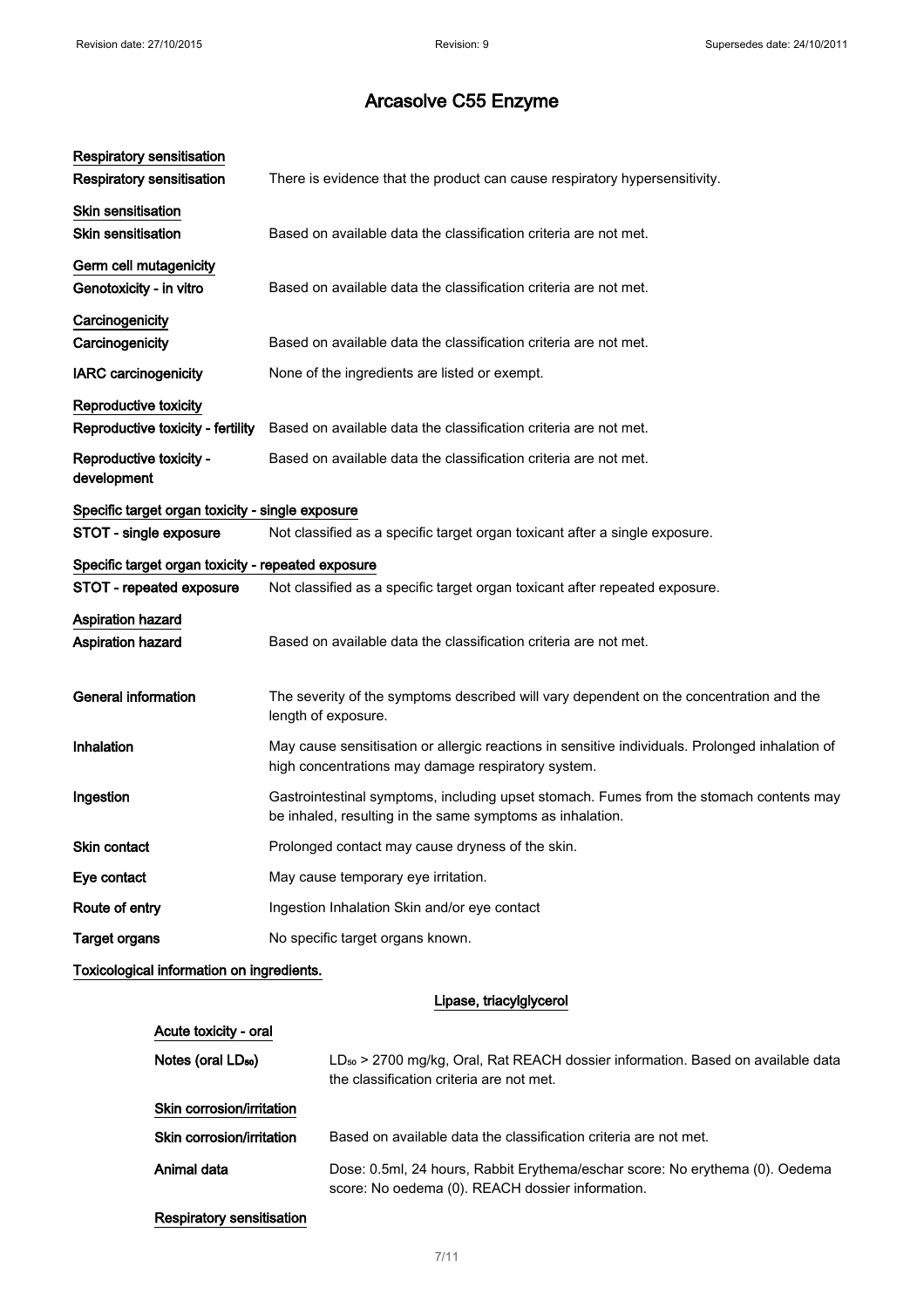# Arcasolve C55 Enzyme

**Respiratory sensitisation**

| | |
|---|---|
| **Respiratory sensitisation** | There is evidence that the product can cause respiratory hypersensitivity. |

**Skin sensitisation**

| | |
|---|---|
| **Skin sensitisation** | Based on available data the classification criteria are not met. |

**Germ cell mutagenicity**

| | |
|---|---|
| **Genotoxicity - in vitro** | Based on available data the classification criteria are not met. |

**Carcinogenicity**

| | |
|---|---|
| **Carcinogenicity** | Based on available data the classification criteria are not met. |
| **IARC carcinogenicity** | None of the ingredients are listed or exempt. |

**Reproductive toxicity**

| | |
|---|---|
| **Reproductive toxicity - fertility** | Based on available data the classification criteria are not met. |
| **Reproductive toxicity - development** | Based on available data the classification criteria are not met. |

**Specific target organ toxicity - single exposure**

| | |
|---|---|
| **STOT - single exposure** | Not classified as a specific target organ toxicant after a single exposure. |

**Specific target organ toxicity - repeated exposure**

| | |
|---|---|
| **STOT - repeated exposure** | Not classified as a specific target organ toxicant after repeated exposure. |

**Aspiration hazard**

| | |
|---|---|
| **Aspiration hazard** | Based on available data the classification criteria are not met. |

| | |
|---|---|
| **General information** | The severity of the symptoms described will vary dependent on the concentration and the length of exposure. |
| **Inhalation** | May cause sensitisation or allergic reactions in sensitive individuals. Prolonged inhalation of high concentrations may damage respiratory system. |
| **Ingestion** | Gastrointestinal symptoms, including upset stomach. Fumes from the stomach contents may be inhaled, resulting in the same symptoms as inhalation. |
| **Skin contact** | Prolonged contact may cause dryness of the skin. |
| **Eye contact** | May cause temporary eye irritation. |
| **Route of entry** | Ingestion Inhalation Skin and/or eye contact |
| **Target organs** | No specific target organs known. |

**Toxicological information on ingredients.**

**Lipase, triacylglycerol**

**Acute toxicity - oral**

| | |
|---|---|
| **Notes (oral $LD_{50}$)** | $LD_{50}$ > 2700 mg/kg, Oral, Rat REACH dossier information. Based on available data the classification criteria are not met. |

**Skin corrosion/irritation**

| | |
|---|---|
| **Skin corrosion/irritation** | Based on available data the classification criteria are not met. |
| **Animal data** | Dose: 0.5ml, 24 hours, Rabbit Erythema/eschar score: No erythema (0). Oedema score: No oedema (0). REACH dossier information. |

**Respiratory sensitisation**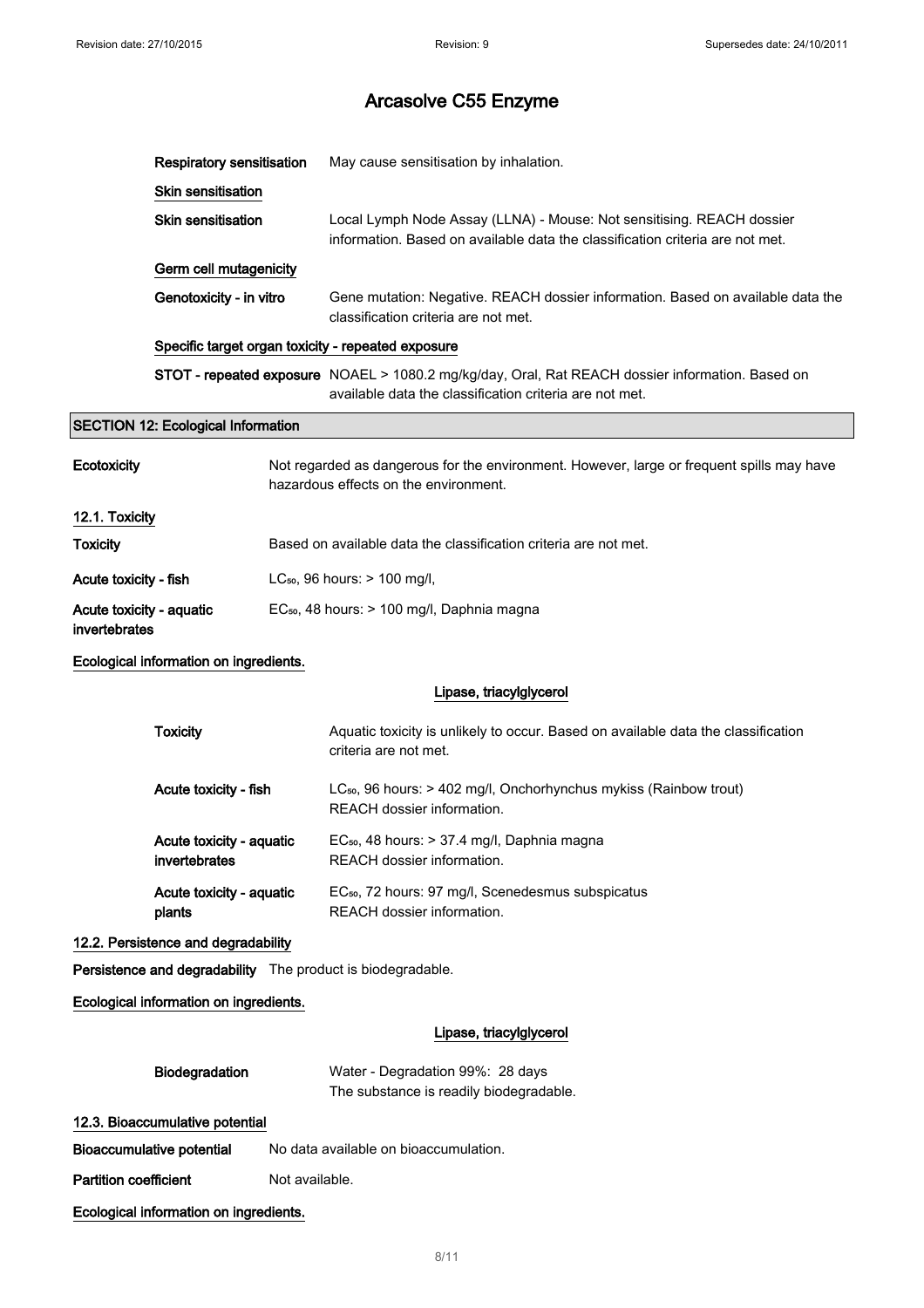| | |
|---|---|
| **Respiratory sensitisation** | May cause sensitisation by inhalation. |

**Skin sensitisation**

| | |
|---|---|
| **Skin sensitisation** | Local Lymph Node Assay (LLNA) - Mouse: Not sensitising. REACH dossier information. Based on available data the classification criteria are not met. |

**Germ cell mutagenicity**

| | |
|---|---|
| **Genotoxicity - in vitro** | Gene mutation: Negative. REACH dossier information. Based on available data the classification criteria are not met. |

**Specific target organ toxicity - repeated exposure**

| | |
|---|---|
| **STOT - repeated exposure** | NOAEL > 1080.2 mg/kg/day, Oral, Rat REACH dossier information. Based on available data the classification criteria are not met. |

## SECTION 12: Ecological Information

| | |
|---|---|
| **Ecotoxicity** | Not regarded as dangerous for the environment. However, large or frequent spills may have hazardous effects on the environment. |

### 12.1. Toxicity

| | |
|---|---|
| **Toxicity** | Based on available data the classification criteria are not met. |
| **Acute toxicity - fish** | $LC_{50}$, 96 hours: > 100 mg/l, |
| **Acute toxicity - aquatic invertebrates** | $EC_{50}$, 48 hours: > 100 mg/l, Daphnia magna |

**Ecological information on ingredients.**

**Lipase, triacylglycerol**

| | |
|---|---|
| **Toxicity** | Aquatic toxicity is unlikely to occur. Based on available data the classification criteria are not met. |
| **Acute toxicity - fish** | $LC_{50}$, 96 hours: > 402 mg/l, Onchorhynchus mykiss (Rainbow trout) REACH dossier information. |
| **Acute toxicity - aquatic invertebrates** | $EC_{50}$, 48 hours: > 37.4 mg/l, Daphnia magna REACH dossier information. |
| **Acute toxicity - aquatic plants** | $EC_{50}$, 72 hours: 97 mg/l, Scenedesmus subspicatus REACH dossier information. |

### 12.2. Persistence and degradability

| | |
|---|---|
| **Persistence and degradability** | The product is biodegradable. |

**Ecological information on ingredients.**

**Lipase, triacylglycerol**

| | |
|---|---|
| **Biodegradation** | Water - Degradation 99%: 28 days<br>The substance is readily biodegradable. |

### 12.3. Bioaccumulative potential

| | |
|---|---|
| **Bioaccumulative potential** | No data available on bioaccumulation. |
| **Partition coefficient** | Not available. |

**Ecological information on ingredients.**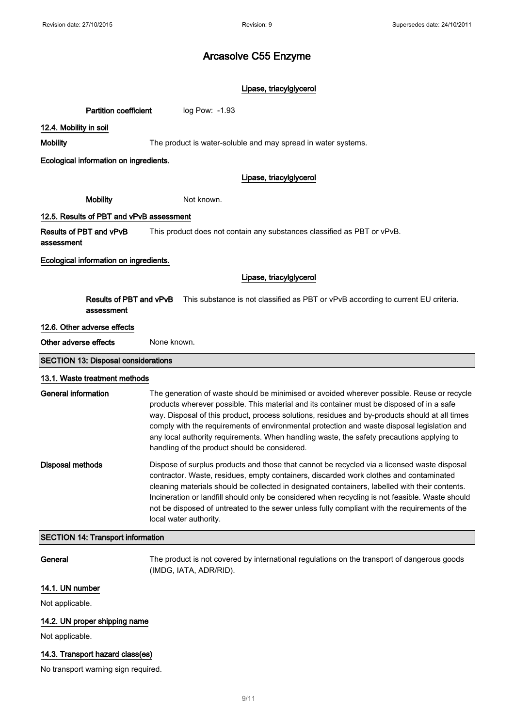# Arcasolve C55 Enzyme

**Lipase, triacylglycerol**

**Partition coefficient** log Pow: -1.93

**12.4. Mobility in soil**

**Mobility** The product is water-soluble and may spread in water systems.

**Ecological information on ingredients.**

**Lipase, triacylglycerol**

**Mobility** Not known.

**12.5. Results of PBT and vPvB assessment**

**Results of PBT and vPvB assessment** This product does not contain any substances classified as PBT or vPvB.

**Ecological information on ingredients.**

**Lipase, triacylglycerol**

**Results of PBT and vPvB assessment** This substance is not classified as PBT or vPvB according to current EU criteria.

**12.6. Other adverse effects**

**Other adverse effects** None known.

## SECTION 13: Disposal considerations

**13.1. Waste treatment methods**

**General information** The generation of waste should be minimised or avoided wherever possible. Reuse or recycle products wherever possible. This material and its container must be disposed of in a safe way. Disposal of this product, process solutions, residues and by-products should at all times comply with the requirements of environmental protection and waste disposal legislation and any local authority requirements. When handling waste, the safety precautions applying to handling of the product should be considered.

**Disposal methods** Dispose of surplus products and those that cannot be recycled via a licensed waste disposal contractor. Waste, residues, empty containers, discarded work clothes and contaminated cleaning materials should be collected in designated containers, labelled with their contents. Incineration or landfill should only be considered when recycling is not feasible. Waste should not be disposed of untreated to the sewer unless fully compliant with the requirements of the local water authority.

## SECTION 14: Transport information

**General** The product is not covered by international regulations on the transport of dangerous goods (IMDG, IATA, ADR/RID).

**14.1. UN number**

Not applicable.

**14.2. UN proper shipping name**

Not applicable.

**14.3. Transport hazard class(es)**

No transport warning sign required.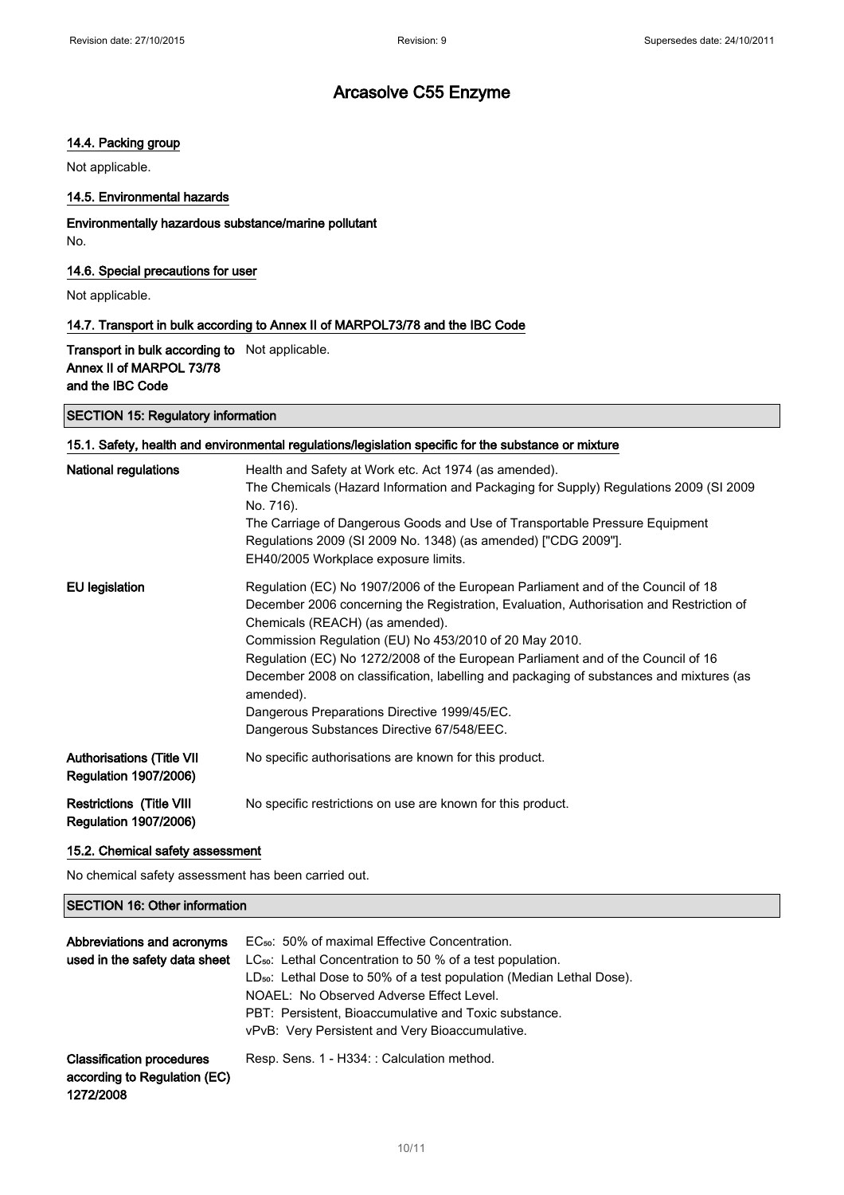### 14.4. Packing group

Not applicable.

### 14.5. Environmental hazards

**Environmentally hazardous substance/marine pollutant**

No.

### 14.6. Special precautions for user

Not applicable.

### 14.7. Transport in bulk according to Annex II of MARPOL73/78 and the IBC Code

| | |
|---|---|
| **Transport in bulk according to Annex II of MARPOL 73/78 and the IBC Code** | Not applicable. |

## SECTION 15: Regulatory information

### 15.1. Safety, health and environmental regulations/legislation specific for the substance or mixture

| | |
|---|---|
| **National regulations** | Health and Safety at Work etc. Act 1974 (as amended).<br>The Chemicals (Hazard Information and Packaging for Supply) Regulations 2009 (SI 2009 No. 716).<br>The Carriage of Dangerous Goods and Use of Transportable Pressure Equipment Regulations 2009 (SI 2009 No. 1348) (as amended) ["CDG 2009"].<br>EH40/2005 Workplace exposure limits. |
| **EU legislation** | Regulation (EC) No 1907/2006 of the European Parliament and of the Council of 18 December 2006 concerning the Registration, Evaluation, Authorisation and Restriction of Chemicals (REACH) (as amended).<br>Commission Regulation (EU) No 453/2010 of 20 May 2010.<br>Regulation (EC) No 1272/2008 of the European Parliament and of the Council of 16 December 2008 on classification, labelling and packaging of substances and mixtures (as amended).<br>Dangerous Preparations Directive 1999/45/EC.<br>Dangerous Substances Directive 67/548/EEC. |
| **Authorisations (Title VII Regulation 1907/2006)** | No specific authorisations are known for this product. |
| **Restrictions (Title VIII Regulation 1907/2006)** | No specific restrictions on use are known for this product. |

### 15.2. Chemical safety assessment

No chemical safety assessment has been carried out.

## SECTION 16: Other information

| | |
|---|---|
| **Abbreviations and acronyms used in the safety data sheet** | $EC_{50}$: 50% of maximal Effective Concentration.<br>$LC_{50}$: Lethal Concentration to 50 % of a test population.<br>$LD_{50}$: Lethal Dose to 50% of a test population (Median Lethal Dose).<br>NOAEL: No Observed Adverse Effect Level.<br>PBT: Persistent, Bioaccumulative and Toxic substance.<br>vPvB: Very Persistent and Very Bioaccumulative. |
| **Classification procedures according to Regulation (EC) 1272/2008** | Resp. Sens. 1 - H334: : Calculation method. |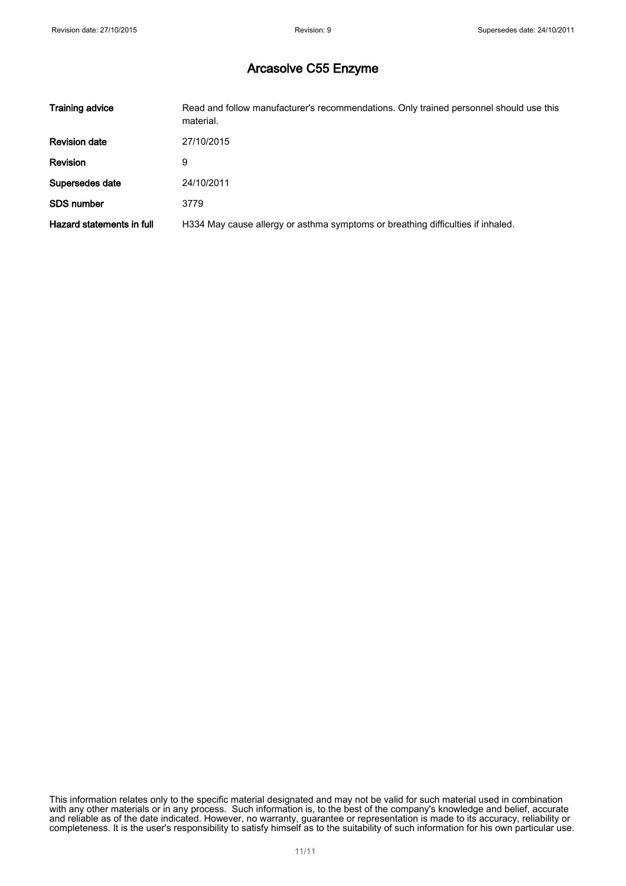# Arcasolve C55 Enzyme

| | |
|---|---|
| **Training advice** | Read and follow manufacturer's recommendations. Only trained personnel should use this material. |
| **Revision date** | 27/10/2015 |
| **Revision** | 9 |
| **Supersedes date** | 24/10/2011 |
| **SDS number** | 3779 |
| **Hazard statements in full** | H334 May cause allergy or asthma symptoms or breathing difficulties if inhaled. |

This information relates only to the specific material designated and may not be valid for such material used in combination with any other materials or in any process. Such information is, to the best of the company's knowledge and belief, accurate and reliable as of the date indicated. However, no warranty, guarantee or representation is made to its accuracy, reliability or completeness. It is the user's responsibility to satisfy himself as to the suitability of such information for his own particular use.